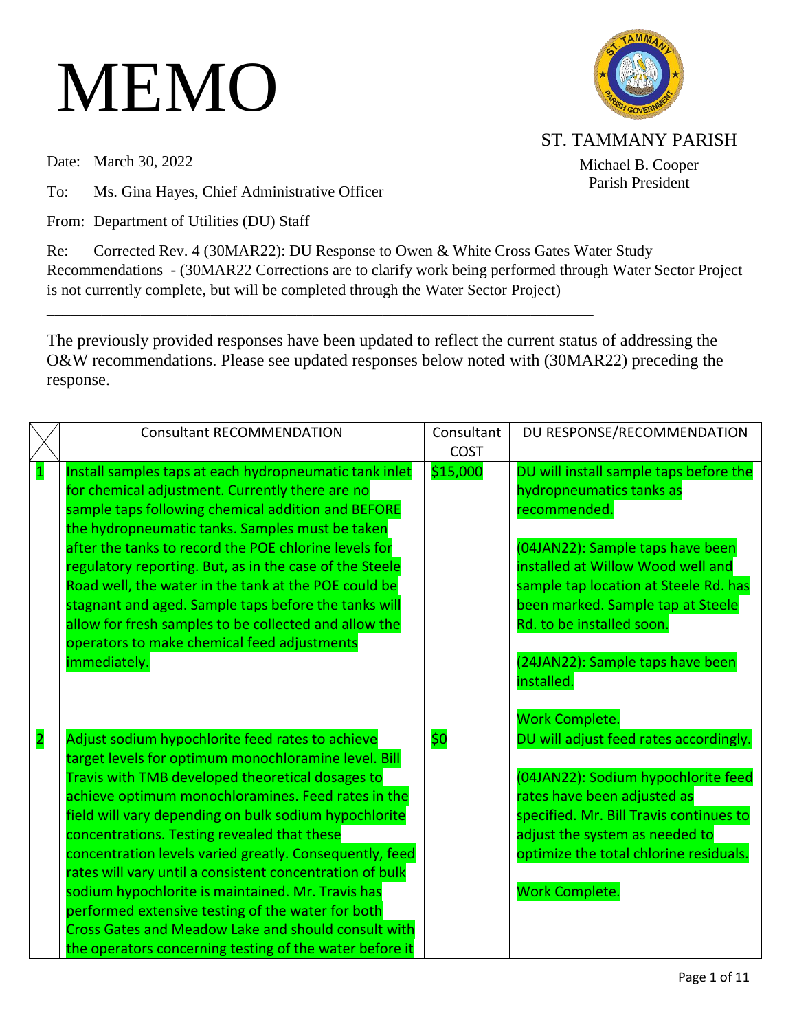# MEMO

ST. TAMMANY PARISH

Michael B. Cooper
Parish President

Date: March 30, 2022

To: Ms. Gina Hayes, Chief Administrative Officer

From: Department of Utilities (DU) Staff

Re: Corrected Rev. 4 (30MAR22): DU Response to Owen & White Cross Gates Water Study Recommendations - (30MAR22 Corrections are to clarify work being performed through Water Sector Project is not currently complete, but will be completed through the Water Sector Project)

---

The previously provided responses have been updated to reflect the current status of addressing the O&W recommendations. Please see updated responses below noted with (30MAR22) preceding the response.

| | Consultant RECOMMENDATION | Consultant COST | DU RESPONSE/RECOMMENDATION |
|---|---|---|---|
| 1 | Install samples taps at each hydropneumatic tank inlet for chemical adjustment. Currently there are no sample taps following chemical addition and BEFORE the hydropneumatic tanks. Samples must be taken after the tanks to record the POE chlorine levels for regulatory reporting. But, as in the case of the Steele Road well, the water in the tank at the POE could be stagnant and aged. Sample taps before the tanks will allow for fresh samples to be collected and allow the operators to make chemical feed adjustments immediately. | $15,000 | DU will install sample taps before the hydropneumatics tanks as recommended.<br><br>(04JAN22): Sample taps have been installed at Willow Wood well and sample tap location at Steele Rd. has been marked. Sample tap at Steele Rd. to be installed soon.<br><br>(24JAN22): Sample taps have been installed.<br><br>Work Complete. |
| 2 | Adjust sodium hypochlorite feed rates to achieve target levels for optimum monochloramine level. Bill Travis with TMB developed theoretical dosages to achieve optimum monochloramines. Feed rates in the field will vary depending on bulk sodium hypochlorite concentrations. Testing revealed that these concentration levels varied greatly. Consequently, feed rates will vary until a consistent concentration of bulk sodium hypochlorite is maintained. Mr. Travis has performed extensive testing of the water for both Cross Gates and Meadow Lake and should consult with the operators concerning testing of the water before it | $0 | DU will adjust feed rates accordingly.<br><br>(04JAN22): Sodium hypochlorite feed rates have been adjusted as specified. Mr. Bill Travis continues to adjust the system as needed to optimize the total chlorine residuals.<br><br>Work Complete. |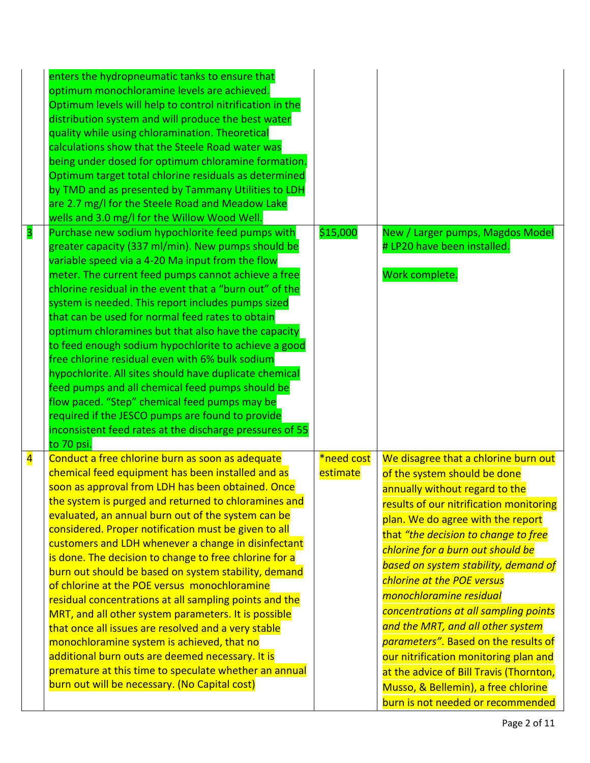| | | | |
|---|---|---|---|
| | enters the hydropneumatic tanks to ensure that optimum monochloramine levels are achieved. Optimum levels will help to control nitrification in the distribution system and will produce the best water quality while using chloramination. Theoretical calculations show that the Steele Road water was being under dosed for optimum chloramine formation. Optimum target total chlorine residuals as determined by TMD and as presented by Tammany Utilities to LDH are 2.7 mg/l for the Steele Road and Meadow Lake wells and 3.0 mg/l for the Willow Wood Well. | | |
| 3 | Purchase new sodium hypochlorite feed pumps with greater capacity (337 ml/min). New pumps should be variable speed via a 4-20 Ma input from the flow meter. The current feed pumps cannot achieve a free chlorine residual in the event that a "burn out" of the system is needed. This report includes pumps sized that can be used for normal feed rates to obtain optimum chloramines but that also have the capacity to feed enough sodium hypochlorite to achieve a good free chlorine residual even with 6% bulk sodium hypochlorite. All sites should have duplicate chemical feed pumps and all chemical feed pumps should be flow paced. "Step" chemical feed pumps may be required if the JESCO pumps are found to provide inconsistent feed rates at the discharge pressures of 55 to 70 psi. | $15,000 | New / Larger pumps, Magdos Model # LP20 have been installed.<br><br>Work complete. |
| 4 | Conduct a free chlorine burn as soon as adequate chemical feed equipment has been installed and as soon as approval from LDH has been obtained. Once the system is purged and returned to chloramines and evaluated, an annual burn out of the system can be considered. Proper notification must be given to all customers and LDH whenever a change in disinfectant is done. The decision to change to free chlorine for a burn out should be based on system stability, demand of chlorine at the POE versus monochloramine residual concentrations at all sampling points and the MRT, and all other system parameters. It is possible that once all issues are resolved and a very stable monochloramine system is achieved, that no additional burn outs are deemed necessary. It is premature at this time to speculate whether an annual burn out will be necessary. (No Capital cost) | *need cost estimate | We disagree that a chlorine burn out of the system should be done annually without regard to the results of our nitrification monitoring plan. We do agree with the report that *"the decision to change to free chlorine for a burn out should be based on system stability, demand of chlorine at the POE versus monochloramine residual concentrations at all sampling points and the MRT, and all other system parameters"*. Based on the results of our nitrification monitoring plan and at the advice of Bill Travis (Thornton, Musso, & Bellemin), a free chlorine burn is not needed or recommended |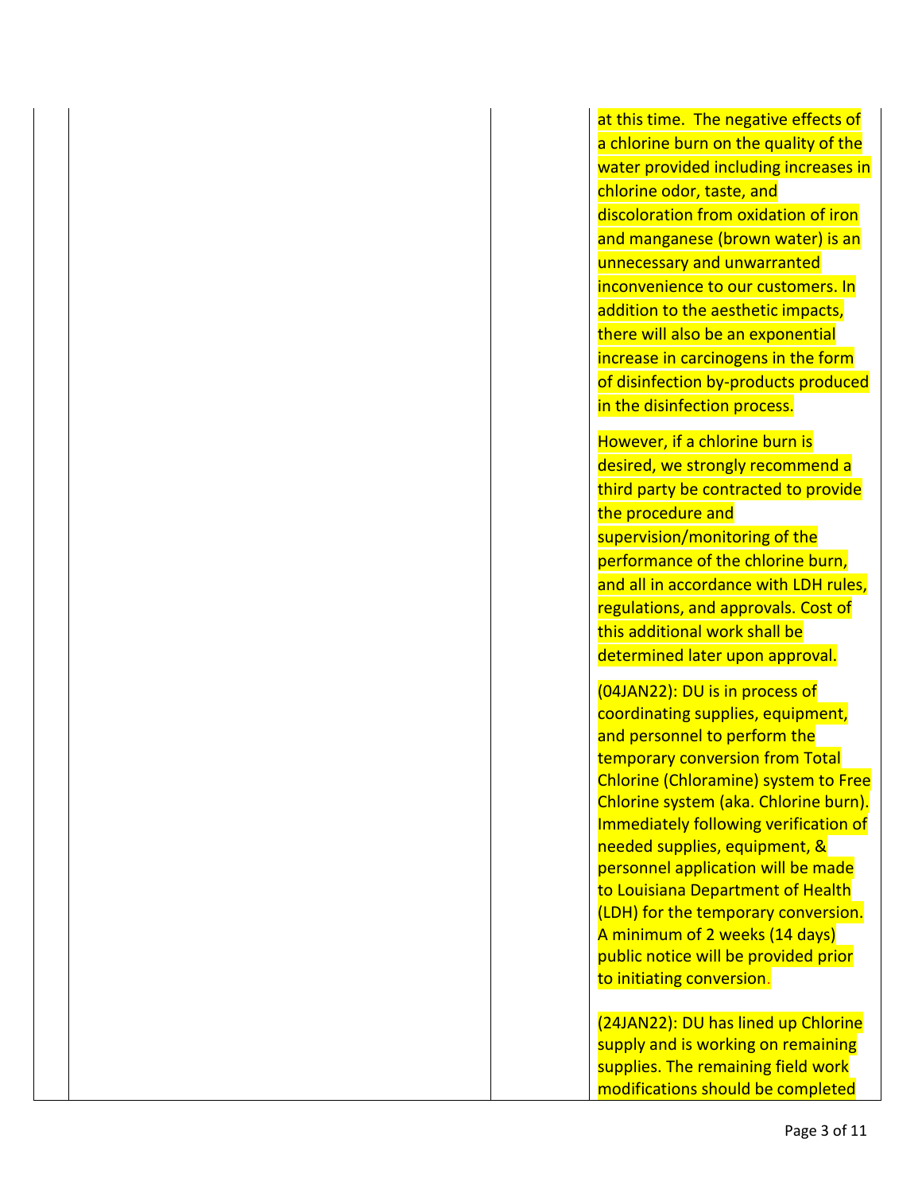| | | | |
|---|---|---|---|
| | | | at this time. The negative effects of a chlorine burn on the quality of the water provided including increases in chlorine odor, taste, and discoloration from oxidation of iron and manganese (brown water) is an unnecessary and unwarranted inconvenience to our customers. In addition to the aesthetic impacts, there will also be an exponential increase in carcinogens in the form of disinfection by-products produced in the disinfection process.<br><br>However, if a chlorine burn is desired, we strongly recommend a third party be contracted to provide the procedure and supervision/monitoring of the performance of the chlorine burn, and all in accordance with LDH rules, regulations, and approvals. Cost of this additional work shall be determined later upon approval.<br><br>(04JAN22): DU is in process of coordinating supplies, equipment, and personnel to perform the temporary conversion from Total Chlorine (Chloramine) system to Free Chlorine system (aka. Chlorine burn). Immediately following verification of needed supplies, equipment, & personnel application will be made to Louisiana Department of Health (LDH) for the temporary conversion. A minimum of 2 weeks (14 days) public notice will be provided prior to initiating conversion.<br><br>(24JAN22): DU has lined up Chlorine supply and is working on remaining supplies. The remaining field work modifications should be completed |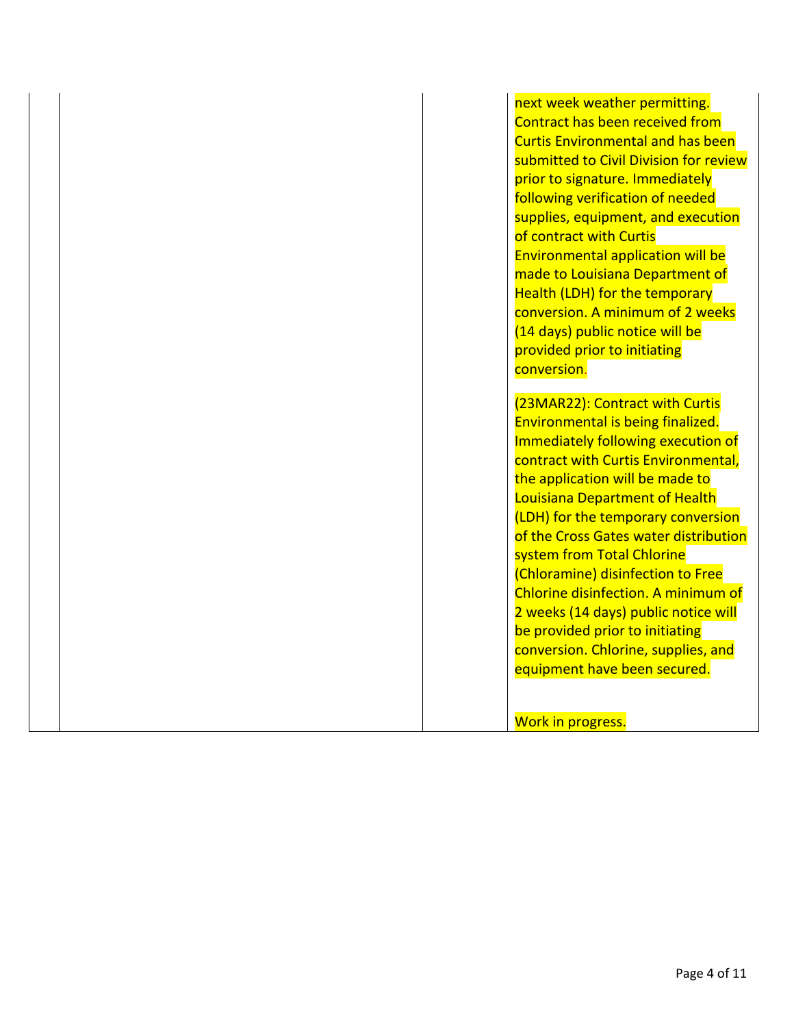| | | | |
|---|---|---|---|
| | | | next week weather permitting. Contract has been received from Curtis Environmental and has been submitted to Civil Division for review prior to signature. Immediately following verification of needed supplies, equipment, and execution of contract with Curtis Environmental application will be made to Louisiana Department of Health (LDH) for the temporary conversion. A minimum of 2 weeks (14 days) public notice will be provided prior to initiating conversion.<br><br>(23MAR22): Contract with Curtis Environmental is being finalized. Immediately following execution of contract with Curtis Environmental, the application will be made to Louisiana Department of Health (LDH) for the temporary conversion of the Cross Gates water distribution system from Total Chlorine (Chloramine) disinfection to Free Chlorine disinfection. A minimum of 2 weeks (14 days) public notice will be provided prior to initiating conversion. Chlorine, supplies, and equipment have been secured.<br><br>Work in progress. |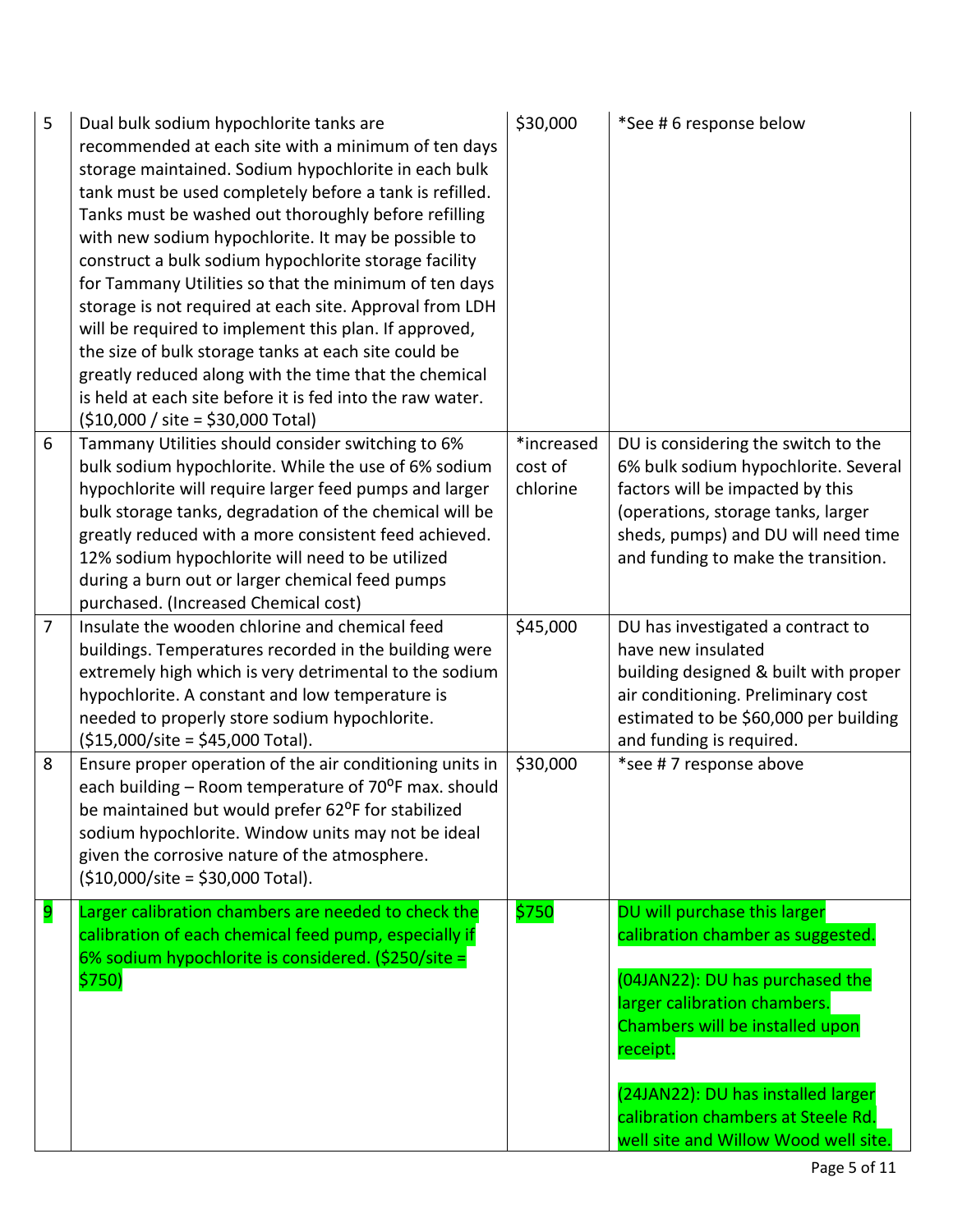| 5 | Dual bulk sodium hypochlorite tanks are recommended at each site with a minimum of ten days storage maintained. Sodium hypochlorite in each bulk tank must be used completely before a tank is refilled. Tanks must be washed out thoroughly before refilling with new sodium hypochlorite. It may be possible to construct a bulk sodium hypochlorite storage facility for Tammany Utilities so that the minimum of ten days storage is not required at each site. Approval from LDH will be required to implement this plan. If approved, the size of bulk storage tanks at each site could be greatly reduced along with the time that the chemical is held at each site before it is fed into the raw water. ($10,000 / site = $30,000 Total) | $30,000 | *See # 6 response below |
|---|---|---|---|
| 6 | Tammany Utilities should consider switching to 6% bulk sodium hypochlorite. While the use of 6% sodium hypochlorite will require larger feed pumps and larger bulk storage tanks, degradation of the chemical will be greatly reduced with a more consistent feed achieved. 12% sodium hypochlorite will need to be utilized during a burn out or larger chemical feed pumps purchased. (Increased Chemical cost) | *increased cost of chlorine | DU is considering the switch to the 6% bulk sodium hypochlorite. Several factors will be impacted by this (operations, storage tanks, larger sheds, pumps) and DU will need time and funding to make the transition. |
| 7 | Insulate the wooden chlorine and chemical feed buildings. Temperatures recorded in the building were extremely high which is very detrimental to the sodium hypochlorite. A constant and low temperature is needed to properly store sodium hypochlorite. ($15,000/site = $45,000 Total). | $45,000 | DU has investigated a contract to have new insulated building designed & built with proper air conditioning. Preliminary cost estimated to be $60,000 per building and funding is required. |
| 8 | Ensure proper operation of the air conditioning units in each building – Room temperature of 70$^{o}$F max. should be maintained but would prefer 62$^{o}$F for stabilized sodium hypochlorite. Window units may not be ideal given the corrosive nature of the atmosphere. ($10,000/site = $30,000 Total). | $30,000 | *see # 7 response above |
| 9 | Larger calibration chambers are needed to check the calibration of each chemical feed pump, especially if 6% sodium hypochlorite is considered. ($250/site = $750) | $750 | DU will purchase this larger calibration chamber as suggested.<br><br>(04JAN22): DU has purchased the larger calibration chambers. Chambers will be installed upon receipt.<br><br>(24JAN22): DU has installed larger calibration chambers at Steele Rd. well site and Willow Wood well site. |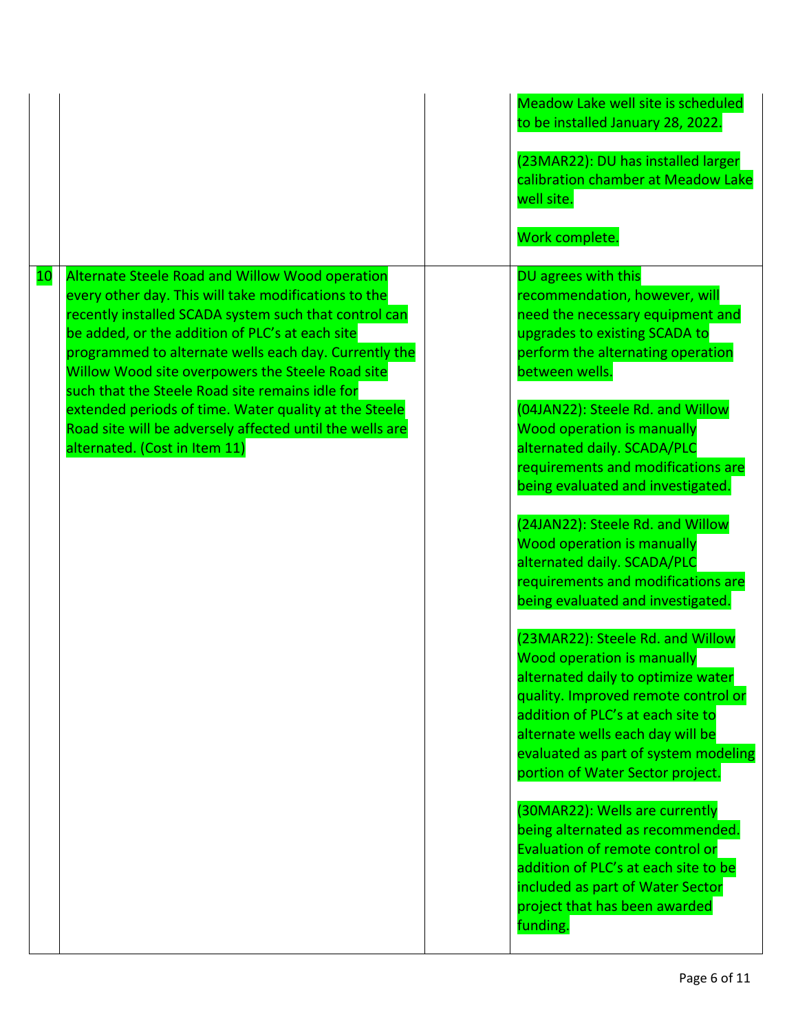| | | | |
|---|---|---|---|
| | | | Meadow Lake well site is scheduled to be installed January 28, 2022.<br><br>(23MAR22): DU has installed larger calibration chamber at Meadow Lake well site.<br><br>Work complete. |
| 10 | Alternate Steele Road and Willow Wood operation every other day. This will take modifications to the recently installed SCADA system such that control can be added, or the addition of PLC's at each site programmed to alternate wells each day. Currently the Willow Wood site overpowers the Steele Road site such that the Steele Road site remains idle for extended periods of time. Water quality at the Steele Road site will be adversely affected until the wells are alternated. (Cost in Item 11) | | DU agrees with this recommendation, however, will need the necessary equipment and upgrades to existing SCADA to perform the alternating operation between wells.<br><br>(04JAN22): Steele Rd. and Willow Wood operation is manually alternated daily. SCADA/PLC requirements and modifications are being evaluated and investigated.<br><br>(24JAN22): Steele Rd. and Willow Wood operation is manually alternated daily. SCADA/PLC requirements and modifications are being evaluated and investigated.<br><br>(23MAR22): Steele Rd. and Willow Wood operation is manually alternated daily to optimize water quality. Improved remote control or addition of PLC's at each site to alternate wells each day will be evaluated as part of system modeling portion of Water Sector project.<br><br>(30MAR22): Wells are currently being alternated as recommended. Evaluation of remote control or addition of PLC's at each site to be included as part of Water Sector project that has been awarded funding. |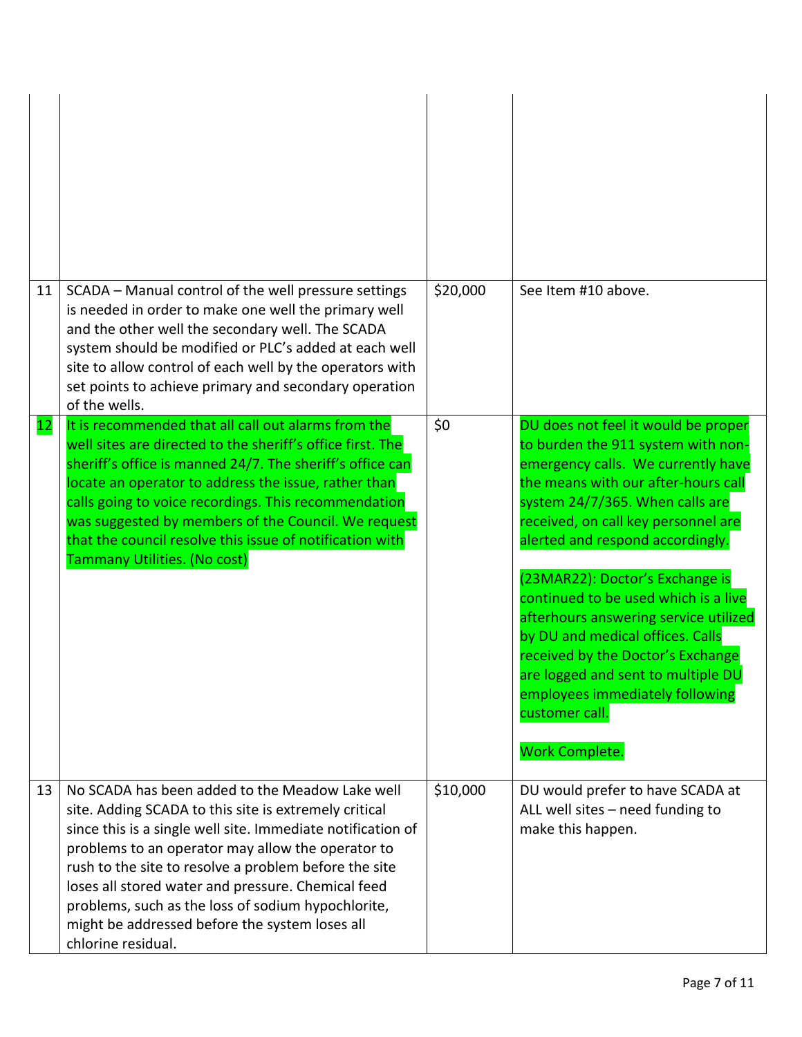| | | | |
|---|---|---|---|
| | | | |
| 11 | SCADA – Manual control of the well pressure settings is needed in order to make one well the primary well and the other well the secondary well. The SCADA system should be modified or PLC's added at each well site to allow control of each well by the operators with set points to achieve primary and secondary operation of the wells. | $20,000 | See Item #10 above. |
| 12 | It is recommended that all call out alarms from the well sites are directed to the sheriff's office first. The sheriff's office is manned 24/7. The sheriff's office can locate an operator to address the issue, rather than calls going to voice recordings. This recommendation was suggested by members of the Council. We request that the council resolve this issue of notification with Tammany Utilities. (No cost) | $0 | DU does not feel it would be proper to burden the 911 system with non-emergency calls. We currently have the means with our after-hours call system 24/7/365. When calls are received, on call key personnel are alerted and respond accordingly.<br><br>(23MAR22): Doctor's Exchange is continued to be used which is a live afterhours answering service utilized by DU and medical offices. Calls received by the Doctor's Exchange are logged and sent to multiple DU employees immediately following customer call.<br><br>Work Complete. |
| 13 | No SCADA has been added to the Meadow Lake well site. Adding SCADA to this site is extremely critical since this is a single well site. Immediate notification of problems to an operator may allow the operator to rush to the site to resolve a problem before the site loses all stored water and pressure. Chemical feed problems, such as the loss of sodium hypochlorite, might be addressed before the system loses all chlorine residual. | $10,000 | DU would prefer to have SCADA at ALL well sites – need funding to make this happen. |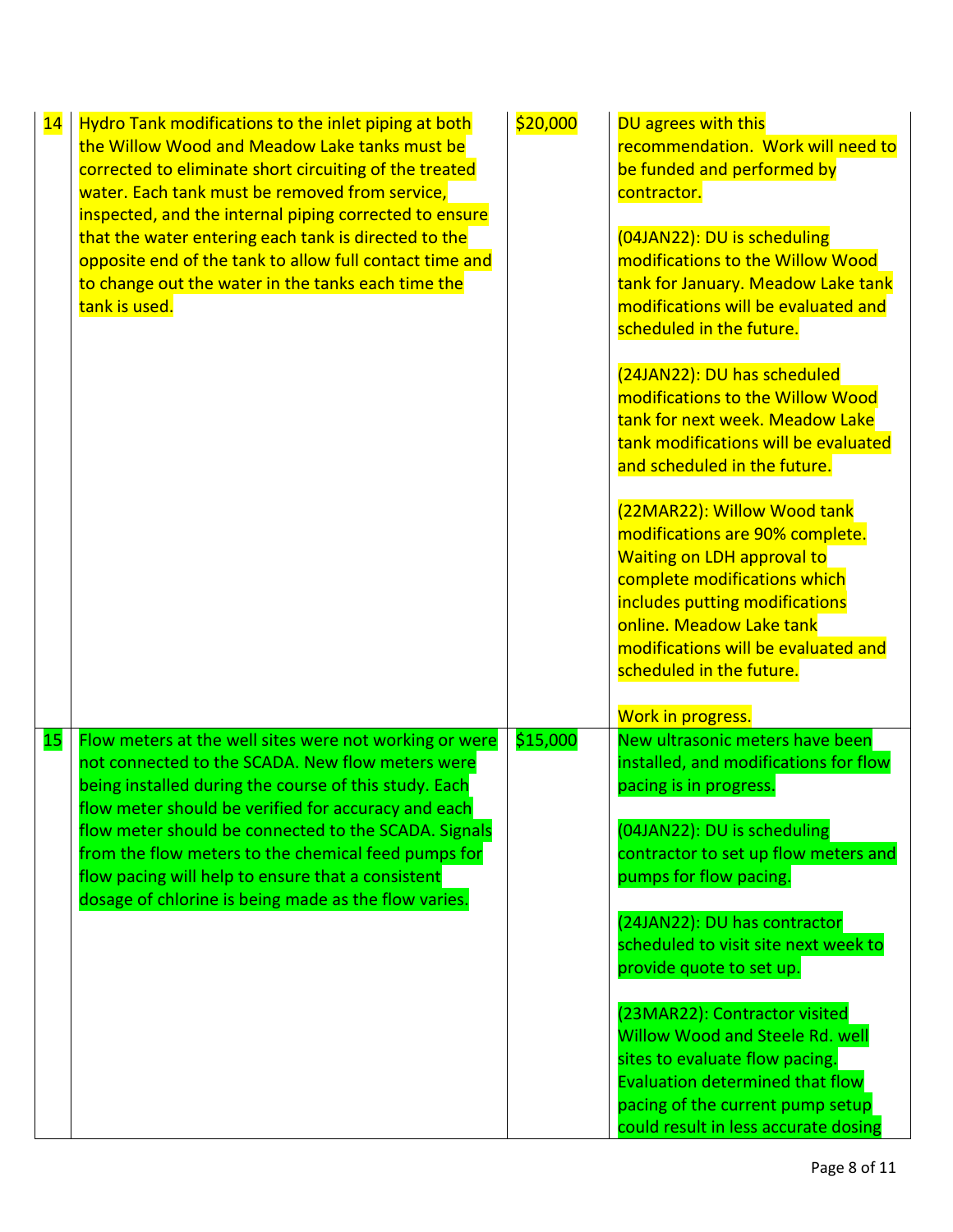| | | | |
|---|---|---|---|
| 14 | Hydro Tank modifications to the inlet piping at both the Willow Wood and Meadow Lake tanks must be corrected to eliminate short circuiting of the treated water. Each tank must be removed from service, inspected, and the internal piping corrected to ensure that the water entering each tank is directed to the opposite end of the tank to allow full contact time and to change out the water in the tanks each time the tank is used. | $20,000 | DU agrees with this recommendation. Work will need to be funded and performed by contractor.<br><br>(04JAN22): DU is scheduling modifications to the Willow Wood tank for January. Meadow Lake tank modifications will be evaluated and scheduled in the future.<br><br>(24JAN22): DU has scheduled modifications to the Willow Wood tank for next week. Meadow Lake tank modifications will be evaluated and scheduled in the future.<br><br>(22MAR22): Willow Wood tank modifications are 90% complete. Waiting on LDH approval to complete modifications which includes putting modifications online. Meadow Lake tank modifications will be evaluated and scheduled in the future.<br><br>Work in progress. |
| 15 | Flow meters at the well sites were not working or were not connected to the SCADA. New flow meters were being installed during the course of this study. Each flow meter should be verified for accuracy and each flow meter should be connected to the SCADA. Signals from the flow meters to the chemical feed pumps for flow pacing will help to ensure that a consistent dosage of chlorine is being made as the flow varies. | $15,000 | New ultrasonic meters have been installed, and modifications for flow pacing is in progress.<br><br>(04JAN22): DU is scheduling contractor to set up flow meters and pumps for flow pacing.<br><br>(24JAN22): DU has contractor scheduled to visit site next week to provide quote to set up.<br><br>(23MAR22): Contractor visited Willow Wood and Steele Rd. well sites to evaluate flow pacing. Evaluation determined that flow pacing of the current pump setup could result in less accurate dosing |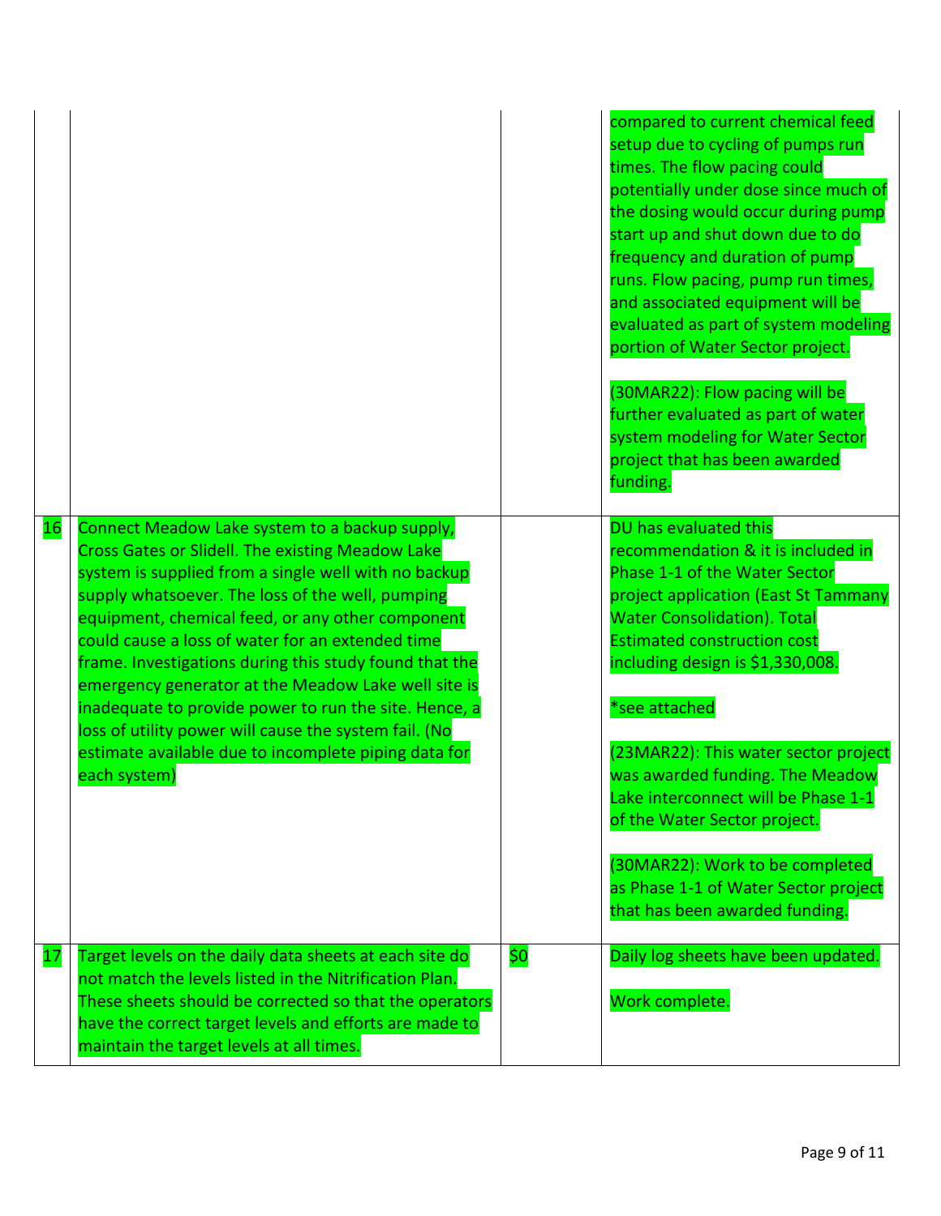| | | | |
|---|---|---|---|
| | | | compared to current chemical feed setup due to cycling of pumps run times. The flow pacing could potentially under dose since much of the dosing would occur during pump start up and shut down due to do frequency and duration of pump runs. Flow pacing, pump run times, and associated equipment will be evaluated as part of system modeling portion of Water Sector project.<br><br>(30MAR22): Flow pacing will be further evaluated as part of water system modeling for Water Sector project that has been awarded funding. |
| 16 | Connect Meadow Lake system to a backup supply, Cross Gates or Slidell. The existing Meadow Lake system is supplied from a single well with no backup supply whatsoever. The loss of the well, pumping equipment, chemical feed, or any other component could cause a loss of water for an extended time frame. Investigations during this study found that the emergency generator at the Meadow Lake well site is inadequate to provide power to run the site. Hence, a loss of utility power will cause the system fail. (No estimate available due to incomplete piping data for each system) | | DU has evaluated this recommendation & it is included in Phase 1-1 of the Water Sector project application (East St Tammany Water Consolidation). Total Estimated construction cost including design is $1,330,008.<br><br>*see attached<br><br>(23MAR22): This water sector project was awarded funding. The Meadow Lake interconnect will be Phase 1-1 of the Water Sector project.<br><br>(30MAR22): Work to be completed as Phase 1-1 of Water Sector project that has been awarded funding. |
| 17 | Target levels on the daily data sheets at each site do not match the levels listed in the Nitrification Plan. These sheets should be corrected so that the operators have the correct target levels and efforts are made to maintain the target levels at all times. | $0 | Daily log sheets have been updated.<br><br>Work complete. |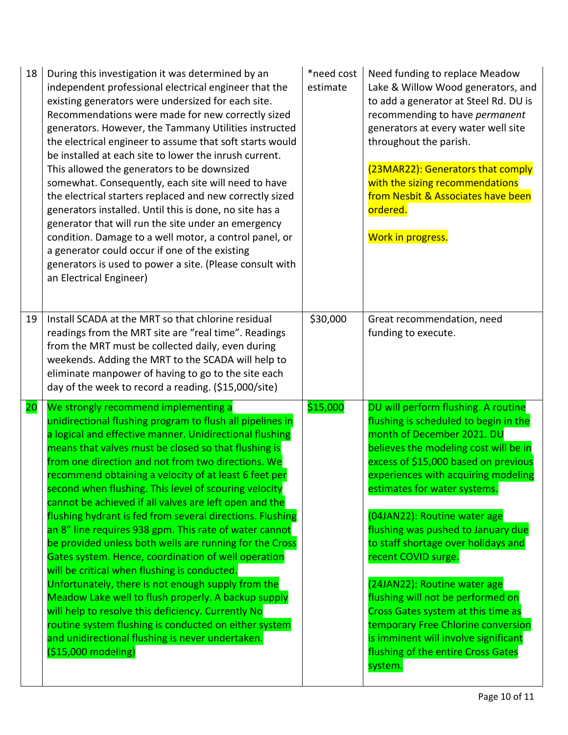| | | | |
|---|---|---|---|
| 18 | During this investigation it was determined by an independent professional electrical engineer that the existing generators were undersized for each site. Recommendations were made for new correctly sized generators. However, the Tammany Utilities instructed the electrical engineer to assume that soft starts would be installed at each site to lower the inrush current. This allowed the generators to be downsized somewhat. Consequently, each site will need to have the electrical starters replaced and new correctly sized generators installed. Until this is done, no site has a generator that will run the site under an emergency condition. Damage to a well motor, a control panel, or a generator could occur if one of the existing generators is used to power a site. (Please consult with an Electrical Engineer) | *need cost estimate | Need funding to replace Meadow Lake & Willow Wood generators, and to add a generator at Steel Rd. DU is recommending to have *permanent* generators at every water well site throughout the parish.<br><br>(23MAR22): Generators that comply with the sizing recommendations from Nesbit & Associates have been ordered.<br><br>Work in progress. |
| 19 | Install SCADA at the MRT so that chlorine residual readings from the MRT site are "real time". Readings from the MRT must be collected daily, even during weekends. Adding the MRT to the SCADA will help to eliminate manpower of having to go to the site each day of the week to record a reading. ($15,000/site) | $30,000 | Great recommendation, need funding to execute. |
| 20 | We strongly recommend implementing a unidirectional flushing program to flush all pipelines in a logical and effective manner. Unidirectional flushing means that valves must be closed so that flushing is from one direction and not from two directions. We recommend obtaining a velocity of at least 6 feet per second when flushing. This level of scouring velocity cannot be achieved if all valves are left open and the flushing hydrant is fed from several directions. Flushing an 8" line requires 938 gpm. This rate of water cannot be provided unless both wells are running for the Cross Gates system. Hence, coordination of well operation will be critical when flushing is conducted. Unfortunately, there is not enough supply from the Meadow Lake well to flush properly. A backup supply will help to resolve this deficiency. Currently No routine system flushing is conducted on either system and unidirectional flushing is never undertaken. ($15,000 modeling) | $15,000 | DU will perform flushing. A routine flushing is scheduled to begin in the month of December 2021. DU believes the modeling cost will be in excess of $15,000 based on previous experiences with acquiring modeling estimates for water systems.<br><br>(04JAN22): Routine water age flushing was pushed to January due to staff shortage over holidays and recent COVID surge.<br><br>(24JAN22): Routine water age flushing will not be performed on Cross Gates system at this time as temporary Free Chlorine conversion is imminent will involve significant flushing of the entire Cross Gates system. |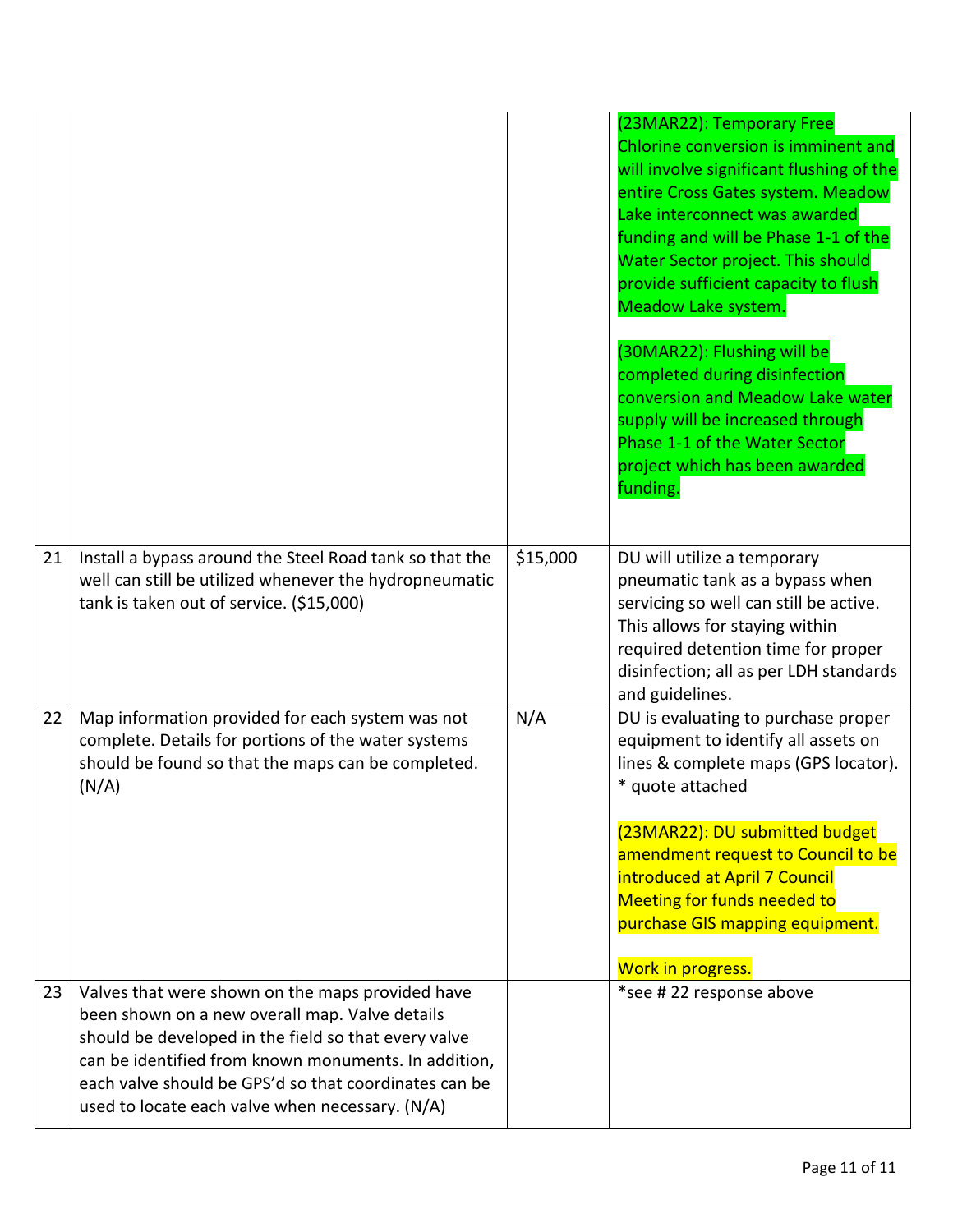| | | | |
|---|---|---|---|
| | | | (23MAR22): Temporary Free Chlorine conversion is imminent and will involve significant flushing of the entire Cross Gates system. Meadow Lake interconnect was awarded funding and will be Phase 1-1 of the Water Sector project. This should provide sufficient capacity to flush Meadow Lake system.<br><br>(30MAR22): Flushing will be completed during disinfection conversion and Meadow Lake water supply will be increased through Phase 1-1 of the Water Sector project which has been awarded funding. |
| 21 | Install a bypass around the Steel Road tank so that the well can still be utilized whenever the hydropneumatic tank is taken out of service. ($15,000) | $15,000 | DU will utilize a temporary pneumatic tank as a bypass when servicing so well can still be active. This allows for staying within required detention time for proper disinfection; all as per LDH standards and guidelines. |
| 22 | Map information provided for each system was not complete. Details for portions of the water systems should be found so that the maps can be completed. (N/A) | N/A | DU is evaluating to purchase proper equipment to identify all assets on lines & complete maps (GPS locator). * quote attached<br><br>(23MAR22): DU submitted budget amendment request to Council to be introduced at April 7 Council Meeting for funds needed to purchase GIS mapping equipment.<br><br>Work in progress. |
| 23 | Valves that were shown on the maps provided have been shown on a new overall map. Valve details should be developed in the field so that every valve can be identified from known monuments. In addition, each valve should be GPS'd so that coordinates can be used to locate each valve when necessary. (N/A) | | *see # 22 response above |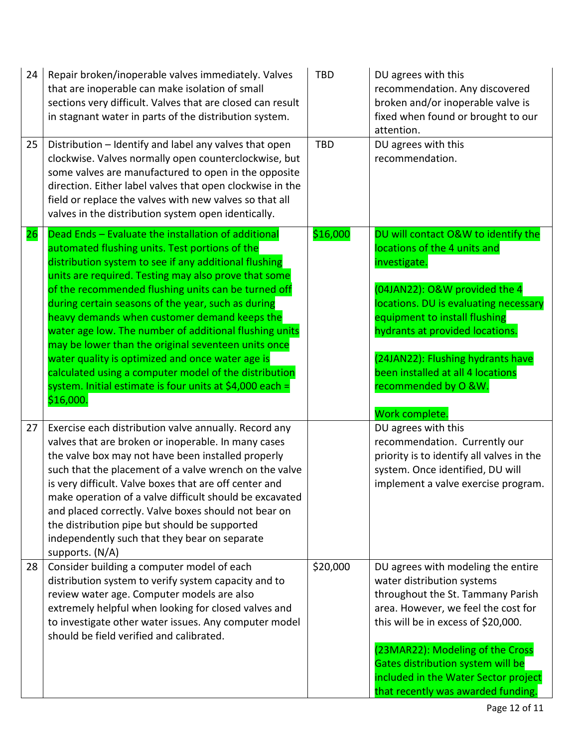| 24 | Repair broken/inoperable valves immediately. Valves that are inoperable can make isolation of small sections very difficult. Valves that are closed can result in stagnant water in parts of the distribution system. | TBD | DU agrees with this recommendation. Any discovered broken and/or inoperable valve is fixed when found or brought to our attention. |
|---|---|---|---|
| 25 | Distribution – Identify and label any valves that open clockwise. Valves normally open counterclockwise, but some valves are manufactured to open in the opposite direction. Either label valves that open clockwise in the field or replace the valves with new valves so that all valves in the distribution system open identically. | TBD | DU agrees with this recommendation. |
| 26 | Dead Ends – Evaluate the installation of additional automated flushing units. Test portions of the distribution system to see if any additional flushing units are required. Testing may also prove that some of the recommended flushing units can be turned off during certain seasons of the year, such as during heavy demands when customer demand keeps the water age low. The number of additional flushing units may be lower than the original seventeen units once water quality is optimized and once water age is calculated using a computer model of the distribution system. Initial estimate is four units at $4,000 each = $16,000. | $16,000 | DU will contact O&W to identify the locations of the 4 units and investigate.<br><br>(04JAN22): O&W provided the 4 locations. DU is evaluating necessary equipment to install flushing hydrants at provided locations.<br><br>(24JAN22): Flushing hydrants have been installed at all 4 locations recommended by O &W.<br><br>Work complete. |
| 27 | Exercise each distribution valve annually. Record any valves that are broken or inoperable. In many cases the valve box may not have been installed properly such that the placement of a valve wrench on the valve is very difficult. Valve boxes that are off center and make operation of a valve difficult should be excavated and placed correctly. Valve boxes should not bear on the distribution pipe but should be supported independently such that they bear on separate supports. (N/A) | | DU agrees with this recommendation. Currently our priority is to identify all valves in the system. Once identified, DU will implement a valve exercise program. |
| 28 | Consider building a computer model of each distribution system to verify system capacity and to review water age. Computer models are also extremely helpful when looking for closed valves and to investigate other water issues. Any computer model should be field verified and calibrated. | $20,000 | DU agrees with modeling the entire water distribution systems throughout the St. Tammany Parish area. However, we feel the cost for this will be in excess of $20,000.<br><br>(23MAR22): Modeling of the Cross Gates distribution system will be included in the Water Sector project that recently was awarded funding. |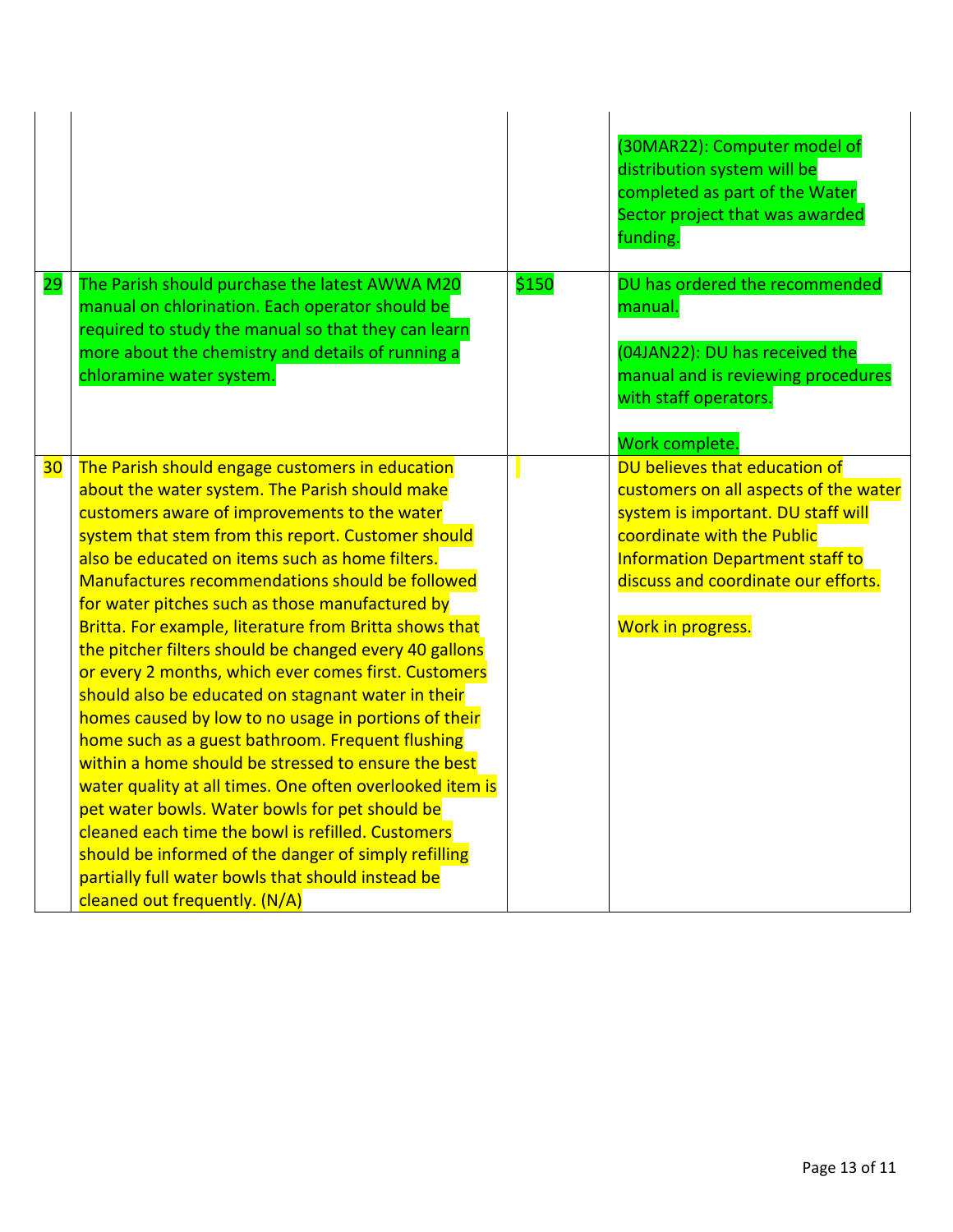| | | | |
|---|---|---|---|
| | | | (30MAR22): Computer model of distribution system will be completed as part of the Water Sector project that was awarded funding. |
| 29 | The Parish should purchase the latest AWWA M20 manual on chlorination. Each operator should be required to study the manual so that they can learn more about the chemistry and details of running a chloramine water system. | $150 | DU has ordered the recommended manual.<br><br>(04JAN22): DU has received the manual and is reviewing procedures with staff operators.<br><br>Work complete. |
| 30 | The Parish should engage customers in education about the water system. The Parish should make customers aware of improvements to the water system that stem from this report. Customer should also be educated on items such as home filters. Manufactures recommendations should be followed for water pitches such as those manufactured by Britta. For example, literature from Britta shows that the pitcher filters should be changed every 40 gallons or every 2 months, which ever comes first. Customers should also be educated on stagnant water in their homes caused by low to no usage in portions of their home such as a guest bathroom. Frequent flushing within a home should be stressed to ensure the best water quality at all times. One often overlooked item is pet water bowls. Water bowls for pet should be cleaned each time the bowl is refilled. Customers should be informed of the danger of simply refilling partially full water bowls that should instead be cleaned out frequently. (N/A) | | DU believes that education of customers on all aspects of the water system is important. DU staff will coordinate with the Public Information Department staff to discuss and coordinate our efforts.<br><br>Work in progress. |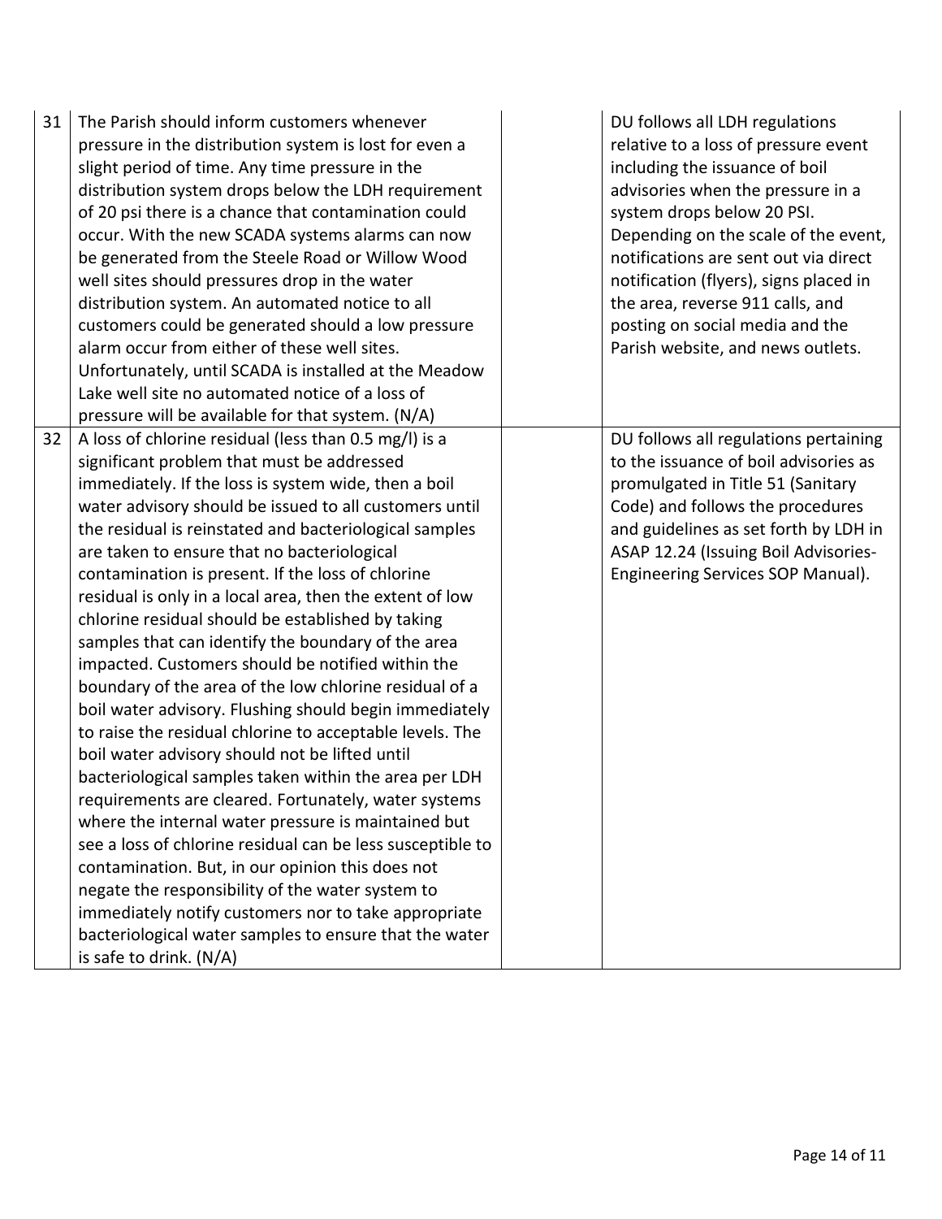| | | | |
|---|---|---|---|
| 31 | The Parish should inform customers whenever pressure in the distribution system is lost for even a slight period of time. Any time pressure in the distribution system drops below the LDH requirement of 20 psi there is a chance that contamination could occur. With the new SCADA systems alarms can now be generated from the Steele Road or Willow Wood well sites should pressures drop in the water distribution system. An automated notice to all customers could be generated should a low pressure alarm occur from either of these well sites. Unfortunately, until SCADA is installed at the Meadow Lake well site no automated notice of a loss of pressure will be available for that system. (N/A) | | DU follows all LDH regulations relative to a loss of pressure event including the issuance of boil advisories when the pressure in a system drops below 20 PSI. Depending on the scale of the event, notifications are sent out via direct notification (flyers), signs placed in the area, reverse 911 calls, and posting on social media and the Parish website, and news outlets. |
| 32 | A loss of chlorine residual (less than 0.5 mg/l) is a significant problem that must be addressed immediately. If the loss is system wide, then a boil water advisory should be issued to all customers until the residual is reinstated and bacteriological samples are taken to ensure that no bacteriological contamination is present. If the loss of chlorine residual is only in a local area, then the extent of low chlorine residual should be established by taking samples that can identify the boundary of the area impacted. Customers should be notified within the boundary of the area of the low chlorine residual of a boil water advisory. Flushing should begin immediately to raise the residual chlorine to acceptable levels. The boil water advisory should not be lifted until bacteriological samples taken within the area per LDH requirements are cleared. Fortunately, water systems where the internal water pressure is maintained but see a loss of chlorine residual can be less susceptible to contamination. But, in our opinion this does not negate the responsibility of the water system to immediately notify customers nor to take appropriate bacteriological water samples to ensure that the water is safe to drink. (N/A) | | DU follows all regulations pertaining to the issuance of boil advisories as promulgated in Title 51 (Sanitary Code) and follows the procedures and guidelines as set forth by LDH in ASAP 12.24 (Issuing Boil Advisories-Engineering Services SOP Manual). |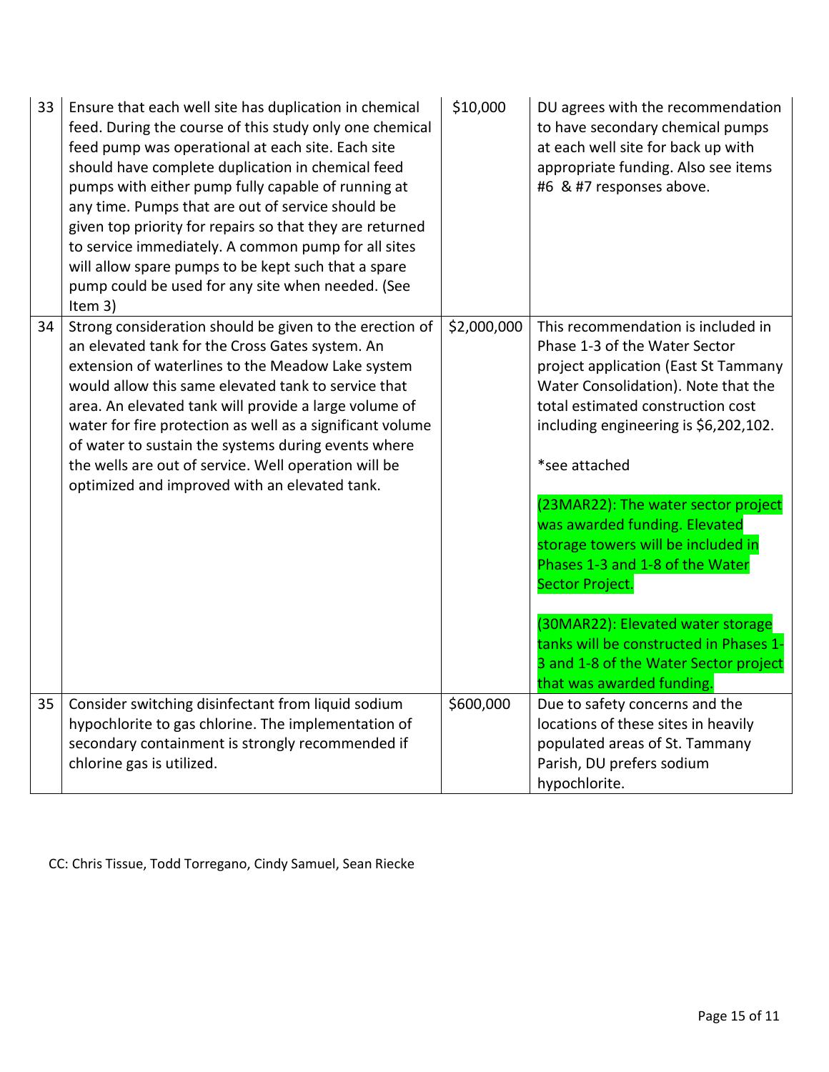| | | | |
|---|---|---|---|
| 33 | Ensure that each well site has duplication in chemical feed. During the course of this study only one chemical feed pump was operational at each site. Each site should have complete duplication in chemical feed pumps with either pump fully capable of running at any time. Pumps that are out of service should be given top priority for repairs so that they are returned to service immediately. A common pump for all sites will allow spare pumps to be kept such that a spare pump could be used for any site when needed. (See Item 3) | \$10,000 | DU agrees with the recommendation to have secondary chemical pumps at each well site for back up with appropriate funding. Also see items #6 & #7 responses above. |
| 34 | Strong consideration should be given to the erection of an elevated tank for the Cross Gates system. An extension of waterlines to the Meadow Lake system would allow this same elevated tank to service that area. An elevated tank will provide a large volume of water for fire protection as well as a significant volume of water to sustain the systems during events where the wells are out of service. Well operation will be optimized and improved with an elevated tank. | \$2,000,000 | This recommendation is included in Phase 1-3 of the Water Sector project application (East St Tammany Water Consolidation). Note that the total estimated construction cost including engineering is \$6,202,102.<br><br>*see attached<br><br>(23MAR22): The water sector project was awarded funding. Elevated storage towers will be included in Phases 1-3 and 1-8 of the Water Sector Project.<br><br>(30MAR22): Elevated water storage tanks will be constructed in Phases 1-3 and 1-8 of the Water Sector project that was awarded funding. |
| 35 | Consider switching disinfectant from liquid sodium hypochlorite to gas chlorine. The implementation of secondary containment is strongly recommended if chlorine gas is utilized. | \$600,000 | Due to safety concerns and the locations of these sites in heavily populated areas of St. Tammany Parish, DU prefers sodium hypochlorite. |

CC: Chris Tissue, Todd Torregano, Cindy Samuel, Sean Riecke